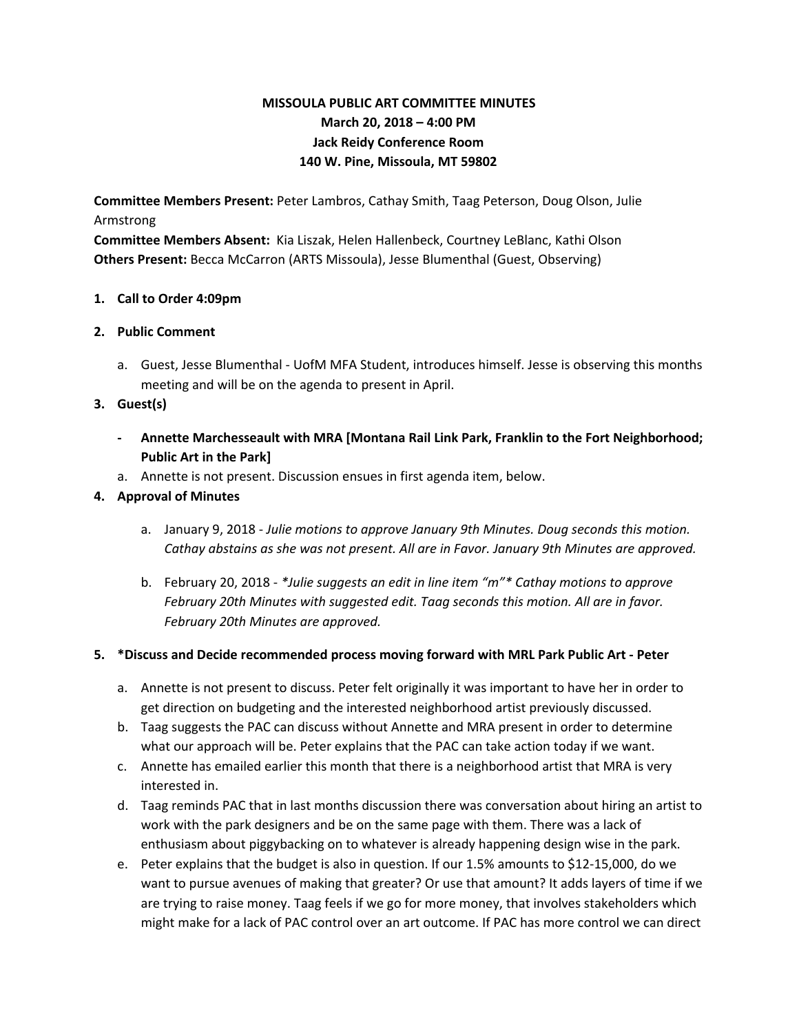# MISSOULA PUBLIC ART COMMITTEE MINUTES
## March 20, 2018 – 4:00 PM
## Jack Reidy Conference Room
## 140 W. Pine, Missoula, MT 59802

**Committee Members Present:** Peter Lambros, Cathay Smith, Taag Peterson, Doug Olson, Julie Armstrong
**Committee Members Absent:** Kia Liszak, Helen Hallenbeck, Courtney LeBlanc, Kathi Olson
**Others Present:** Becca McCarron (ARTS Missoula), Jesse Blumenthal (Guest, Observing)

1. **Call to Order 4:09pm**

2. **Public Comment**

   a. Guest, Jesse Blumenthal - UofM MFA Student, introduces himself. Jesse is observing this months meeting and will be on the agenda to present in April.

3. **Guest(s)**

   - **Annette Marchesseault with MRA [Montana Rail Link Park, Franklin to the Fort Neighborhood; Public Art in the Park]**

   a. Annette is not present. Discussion ensues in first agenda item, below.

4. **Approval of Minutes**

   a. January 9, 2018 - *Julie motions to approve January 9th Minutes. Doug seconds this motion. Cathay abstains as she was not present. All are in Favor. January 9th Minutes are approved.*

   b. February 20, 2018 - *\*Julie suggests an edit in line item "m"\* Cathay motions to approve February 20th Minutes with suggested edit. Taag seconds this motion. All are in favor. February 20th Minutes are approved.*

5. **\*Discuss and Decide recommended process moving forward with MRL Park Public Art - Peter**

   a. Annette is not present to discuss. Peter felt originally it was important to have her in order to get direction on budgeting and the interested neighborhood artist previously discussed.

   b. Taag suggests the PAC can discuss without Annette and MRA present in order to determine what our approach will be. Peter explains that the PAC can take action today if we want.

   c. Annette has emailed earlier this month that there is a neighborhood artist that MRA is very interested in.

   d. Taag reminds PAC that in last months discussion there was conversation about hiring an artist to work with the park designers and be on the same page with them. There was a lack of enthusiasm about piggybacking on to whatever is already happening design wise in the park.

   e. Peter explains that the budget is also in question. If our 1.5% amounts to $12-15,000, do we want to pursue avenues of making that greater? Or use that amount? It adds layers of time if we are trying to raise money. Taag feels if we go for more money, that involves stakeholders which might make for a lack of PAC control over an art outcome. If PAC has more control we can direct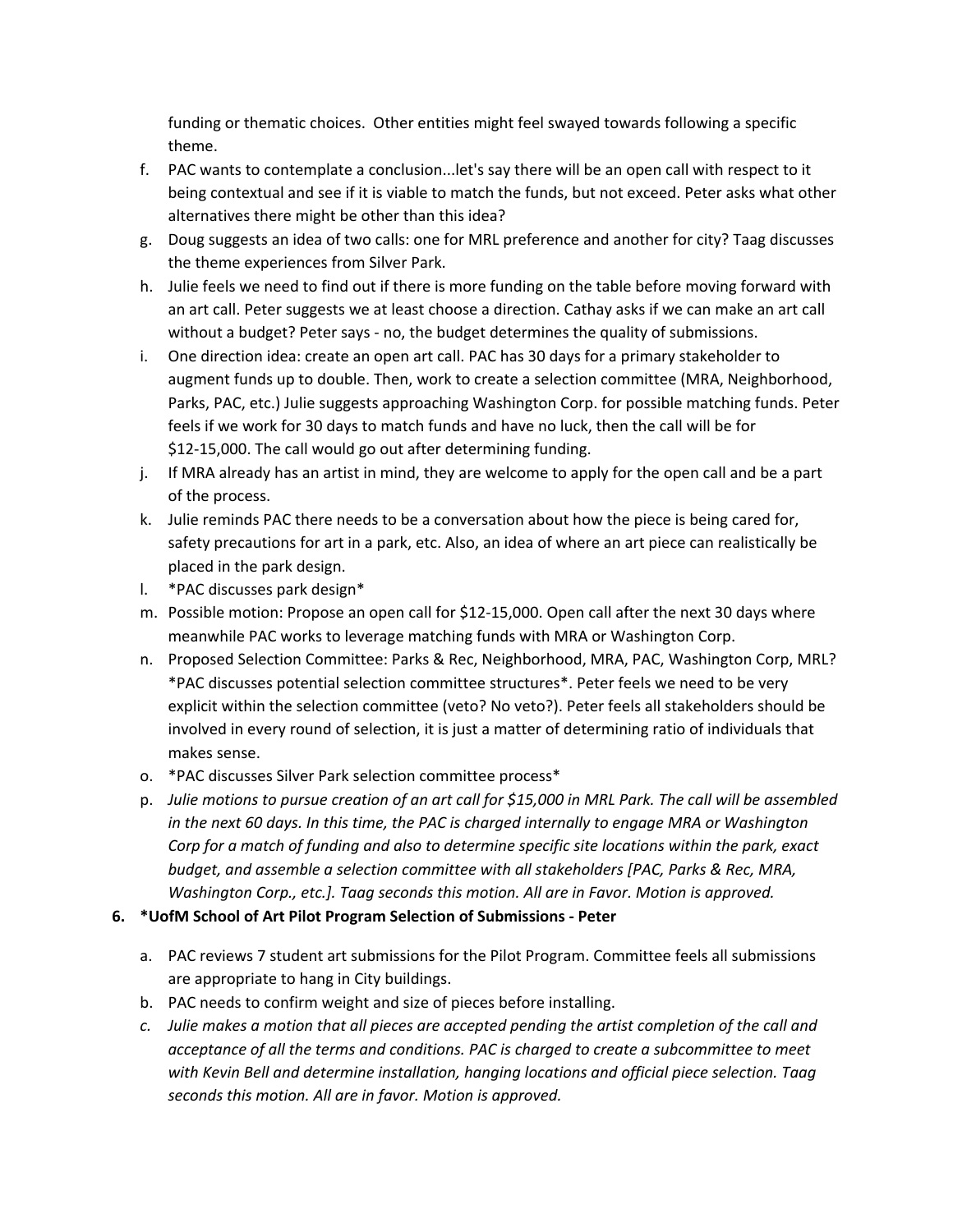funding or thematic choices. Other entities might feel swayed towards following a specific theme.

f. PAC wants to contemplate a conclusion...let's say there will be an open call with respect to it being contextual and see if it is viable to match the funds, but not exceed. Peter asks what other alternatives there might be other than this idea?

g. Doug suggests an idea of two calls: one for MRL preference and another for city? Taag discusses the theme experiences from Silver Park.

h. Julie feels we need to find out if there is more funding on the table before moving forward with an art call. Peter suggests we at least choose a direction. Cathay asks if we can make an art call without a budget? Peter says - no, the budget determines the quality of submissions.

i. One direction idea: create an open art call. PAC has 30 days for a primary stakeholder to augment funds up to double. Then, work to create a selection committee (MRA, Neighborhood, Parks, PAC, etc.) Julie suggests approaching Washington Corp. for possible matching funds. Peter feels if we work for 30 days to match funds and have no luck, then the call will be for $12-15,000. The call would go out after determining funding.

j. If MRA already has an artist in mind, they are welcome to apply for the open call and be a part of the process.

k. Julie reminds PAC there needs to be a conversation about how the piece is being cared for, safety precautions for art in a park, etc. Also, an idea of where an art piece can realistically be placed in the park design.

l. *PAC discusses park design*

m. Possible motion: Propose an open call for $12-15,000. Open call after the next 30 days where meanwhile PAC works to leverage matching funds with MRA or Washington Corp.

n. Proposed Selection Committee: Parks & Rec, Neighborhood, MRA, PAC, Washington Corp, MRL? *PAC discusses potential selection committee structures*. Peter feels we need to be very explicit within the selection committee (veto? No veto?). Peter feels all stakeholders should be involved in every round of selection, it is just a matter of determining ratio of individuals that makes sense.

o. *PAC discusses Silver Park selection committee process*

p. *Julie motions to pursue creation of an art call for $15,000 in MRL Park. The call will be assembled in the next 60 days. In this time, the PAC is charged internally to engage MRA or Washington Corp for a match of funding and also to determine specific site locations within the park, exact budget, and assemble a selection committee with all stakeholders [PAC, Parks & Rec, MRA, Washington Corp., etc.]. Taag seconds this motion. All are in Favor. Motion is approved.*

**6. *UofM School of Art Pilot Program Selection of Submissions - Peter**

a. PAC reviews 7 student art submissions for the Pilot Program. Committee feels all submissions are appropriate to hang in City buildings.

b. PAC needs to confirm weight and size of pieces before installing.

c. *Julie makes a motion that all pieces are accepted pending the artist completion of the call and acceptance of all the terms and conditions. PAC is charged to create a subcommittee to meet with Kevin Bell and determine installation, hanging locations and official piece selection. Taag seconds this motion. All are in favor. Motion is approved.*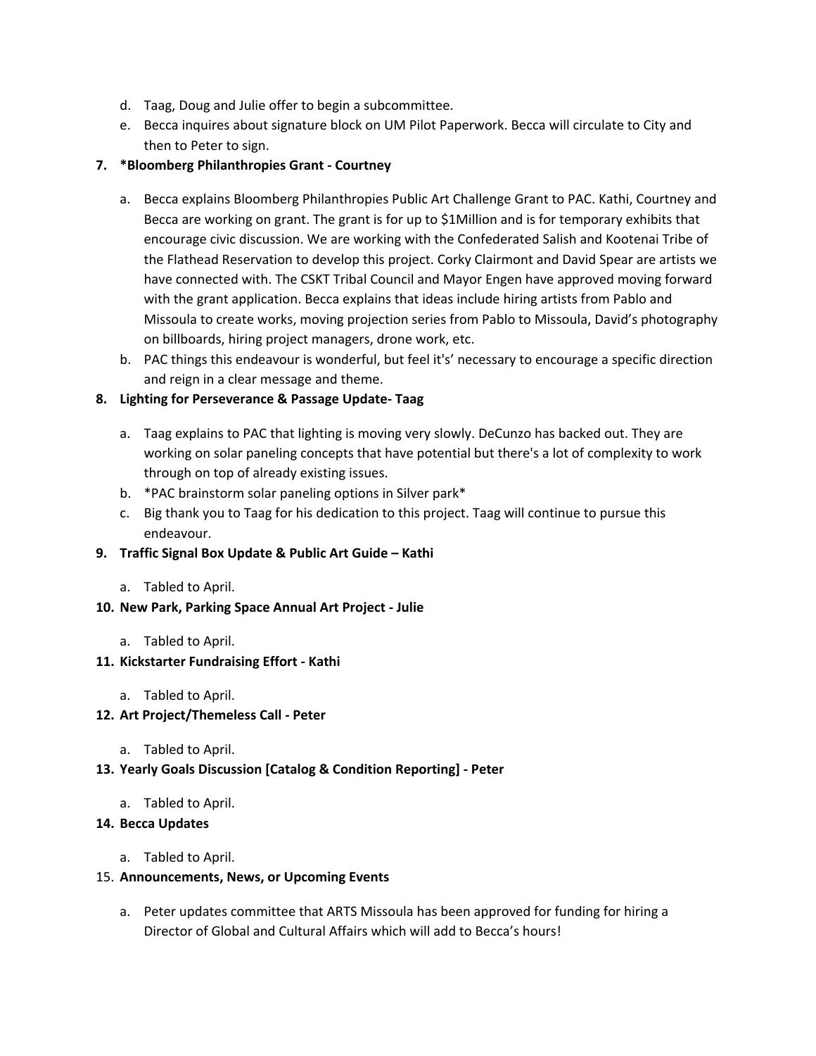d. Taag, Doug and Julie offer to begin a subcommittee.
e. Becca inquires about signature block on UM Pilot Paperwork. Becca will circulate to City and then to Peter to sign.

**7. *Bloomberg Philanthropies Grant - Courtney**

a. Becca explains Bloomberg Philanthropies Public Art Challenge Grant to PAC. Kathi, Courtney and Becca are working on grant. The grant is for up to $1Million and is for temporary exhibits that encourage civic discussion. We are working with the Confederated Salish and Kootenai Tribe of the Flathead Reservation to develop this project. Corky Clairmont and David Spear are artists we have connected with. The CSKT Tribal Council and Mayor Engen have approved moving forward with the grant application. Becca explains that ideas include hiring artists from Pablo and Missoula to create works, moving projection series from Pablo to Missoula, David's photography on billboards, hiring project managers, drone work, etc.
b. PAC things this endeavour is wonderful, but feel it's' necessary to encourage a specific direction and reign in a clear message and theme.

**8. Lighting for Perseverance & Passage Update- Taag**

a. Taag explains to PAC that lighting is moving very slowly. DeCunzo has backed out. They are working on solar paneling concepts that have potential but there's a lot of complexity to work through on top of already existing issues.
b. *PAC brainstorm solar paneling options in Silver park*
c. Big thank you to Taag for his dedication to this project. Taag will continue to pursue this endeavour.

**9. Traffic Signal Box Update & Public Art Guide – Kathi**

a. Tabled to April.

**10. New Park, Parking Space Annual Art Project - Julie**

a. Tabled to April.

**11. Kickstarter Fundraising Effort - Kathi**

a. Tabled to April.

**12. Art Project/Themeless Call - Peter**

a. Tabled to April.

**13. Yearly Goals Discussion [Catalog & Condition Reporting] - Peter**

a. Tabled to April.

**14. Becca Updates**

a. Tabled to April.

15. **Announcements, News, or Upcoming Events**

a. Peter updates committee that ARTS Missoula has been approved for funding for hiring a Director of Global and Cultural Affairs which will add to Becca's hours!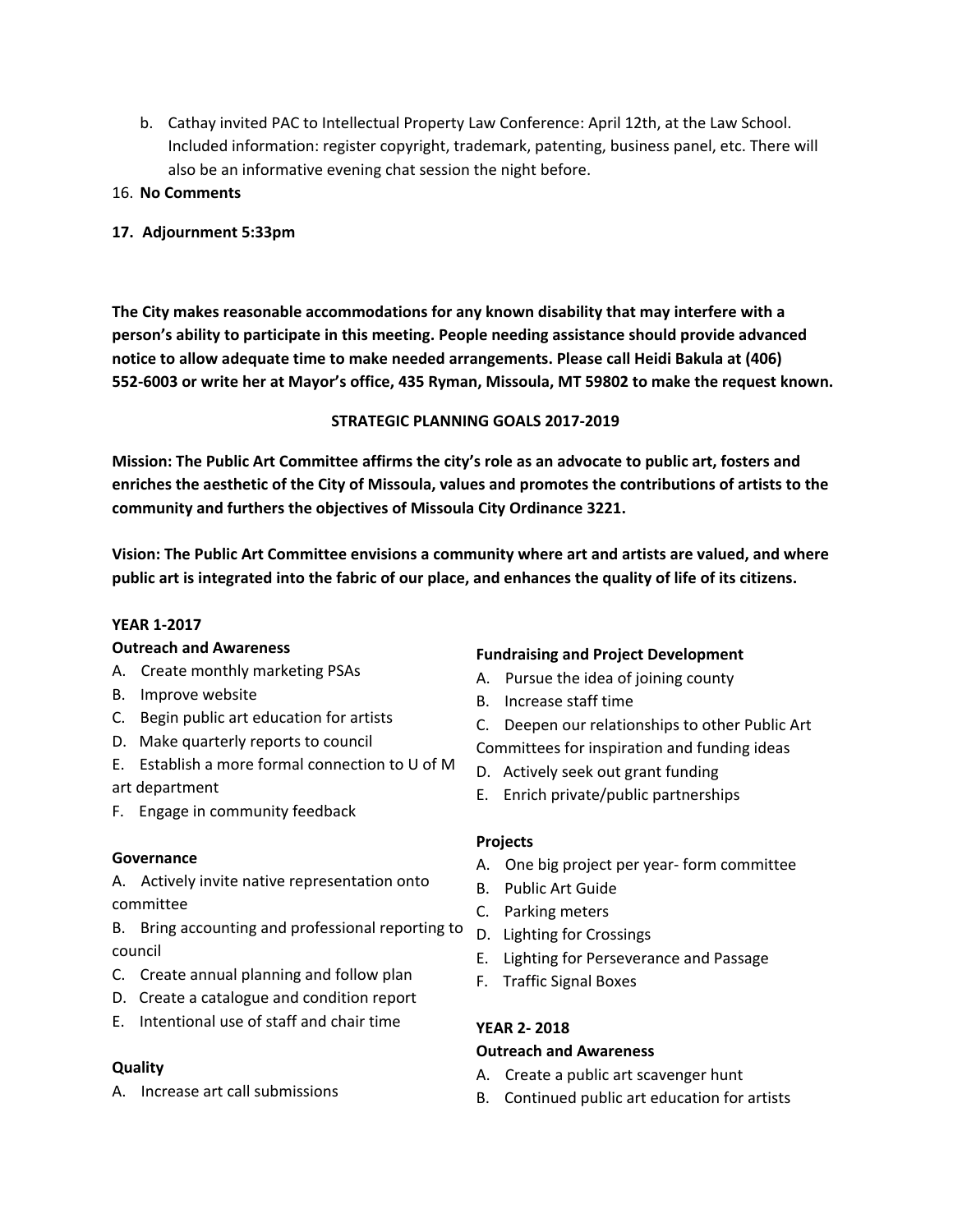b. Cathay invited PAC to Intellectual Property Law Conference: April 12th, at the Law School. Included information: register copyright, trademark, patenting, business panel, etc. There will also be an informative evening chat session the night before.

16. **No Comments**

17. **Adjournment 5:33pm**

**The City makes reasonable accommodations for any known disability that may interfere with a person's ability to participate in this meeting. People needing assistance should provide advanced notice to allow adequate time to make needed arrangements. Please call Heidi Bakula at (406) 552-6003 or write her at Mayor's office, 435 Ryman, Missoula, MT 59802 to make the request known.**

**STRATEGIC PLANNING GOALS 2017-2019**

**Mission: The Public Art Committee affirms the city's role as an advocate to public art, fosters and enriches the aesthetic of the City of Missoula, values and promotes the contributions of artists to the community and furthers the objectives of Missoula City Ordinance 3221.**

**Vision: The Public Art Committee envisions a community where art and artists are valued, and where public art is integrated into the fabric of our place, and enhances the quality of life of its citizens.**

**YEAR 1-2017**

**Outreach and Awareness**

A. Create monthly marketing PSAs
B. Improve website
C. Begin public art education for artists
D. Make quarterly reports to council
E. Establish a more formal connection to U of M art department
F. Engage in community feedback

**Governance**

A. Actively invite native representation onto committee
B. Bring accounting and professional reporting to council
C. Create annual planning and follow plan
D. Create a catalogue and condition report
E. Intentional use of staff and chair time

**Quality**

A. Increase art call submissions

**Fundraising and Project Development**

A. Pursue the idea of joining county
B. Increase staff time
C. Deepen our relationships to other Public Art Committees for inspiration and funding ideas
D. Actively seek out grant funding
E. Enrich private/public partnerships

**Projects**

A. One big project per year- form committee
B. Public Art Guide
C. Parking meters
D. Lighting for Crossings
E. Lighting for Perseverance and Passage
F. Traffic Signal Boxes

**YEAR 2- 2018**

**Outreach and Awareness**

A. Create a public art scavenger hunt
B. Continued public art education for artists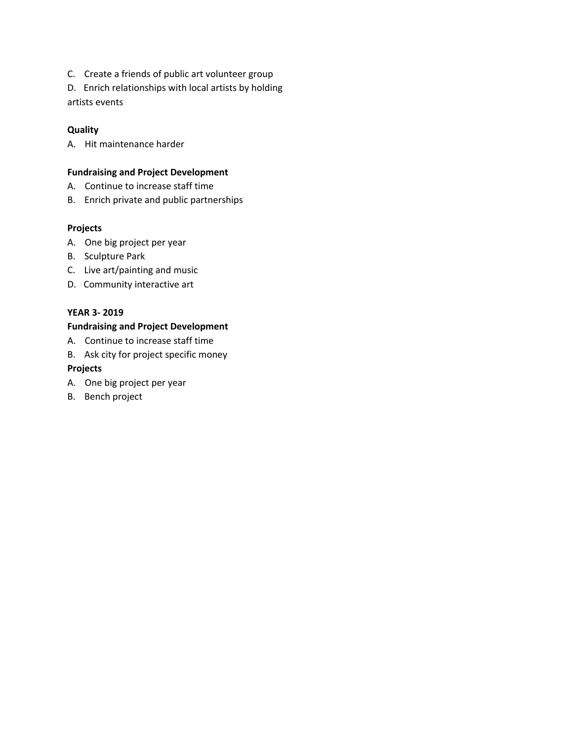C. Create a friends of public art volunteer group

D. Enrich relationships with local artists by holding artists events

**Quality**

A. Hit maintenance harder

**Fundraising and Project Development**

A. Continue to increase staff time

B. Enrich private and public partnerships

**Projects**

A. One big project per year

B. Sculpture Park

C. Live art/painting and music

D. Community interactive art

**YEAR 3- 2019**

**Fundraising and Project Development**

A. Continue to increase staff time

B. Ask city for project specific money

**Projects**

A. One big project per year

B. Bench project